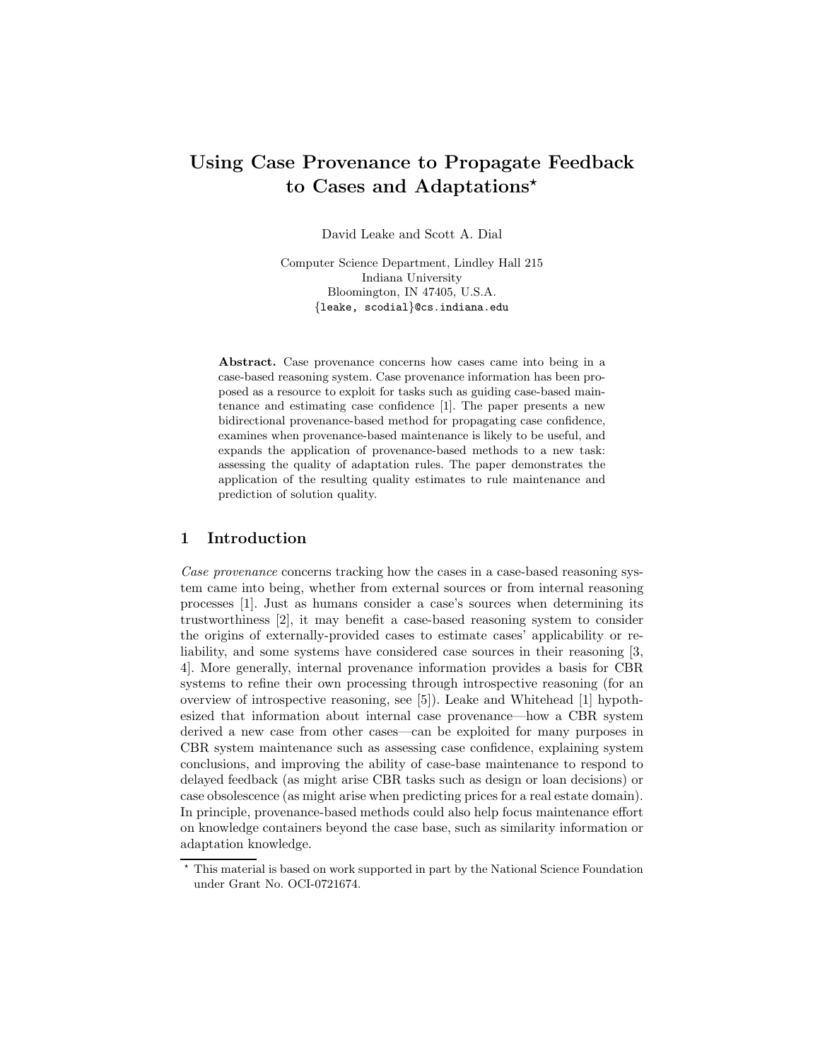# Using Case Provenance to Propagate Feedback to Cases and Adaptations*

David Leake and Scott A. Dial

Computer Science Department, Lindley Hall 215
Indiana University
Bloomington, IN 47405, U.S.A.
{leake, scodial}@cs.indiana.edu

**Abstract.** Case provenance concerns how cases came into being in a case-based reasoning system. Case provenance information has been proposed as a resource to exploit for tasks such as guiding case-based maintenance and estimating case confidence [1]. The paper presents a new bidirectional provenance-based method for propagating case confidence, examines when provenance-based maintenance is likely to be useful, and expands the application of provenance-based methods to a new task: assessing the quality of adaptation rules. The paper demonstrates the application of the resulting quality estimates to rule maintenance and prediction of solution quality.

## 1 Introduction

*Case provenance* concerns tracking how the cases in a case-based reasoning system came into being, whether from external sources or from internal reasoning processes [1]. Just as humans consider a case's sources when determining its trustworthiness [2], it may benefit a case-based reasoning system to consider the origins of externally-provided cases to estimate cases' applicability or reliability, and some systems have considered case sources in their reasoning [3, 4]. More generally, internal provenance information provides a basis for CBR systems to refine their own processing through introspective reasoning (for an overview of introspective reasoning, see [5]). Leake and Whitehead [1] hypothesized that information about internal case provenance—how a CBR system derived a new case from other cases—can be exploited for many purposes in CBR system maintenance such as assessing case confidence, explaining system conclusions, and improving the ability of case-base maintenance to respond to delayed feedback (as might arise CBR tasks such as design or loan decisions) or case obsolescence (as might arise when predicting prices for a real estate domain). In principle, provenance-based methods could also help focus maintenance effort on knowledge containers beyond the case base, such as similarity information or adaptation knowledge.

* This material is based on work supported in part by the National Science Foundation under Grant No. OCI-0721674.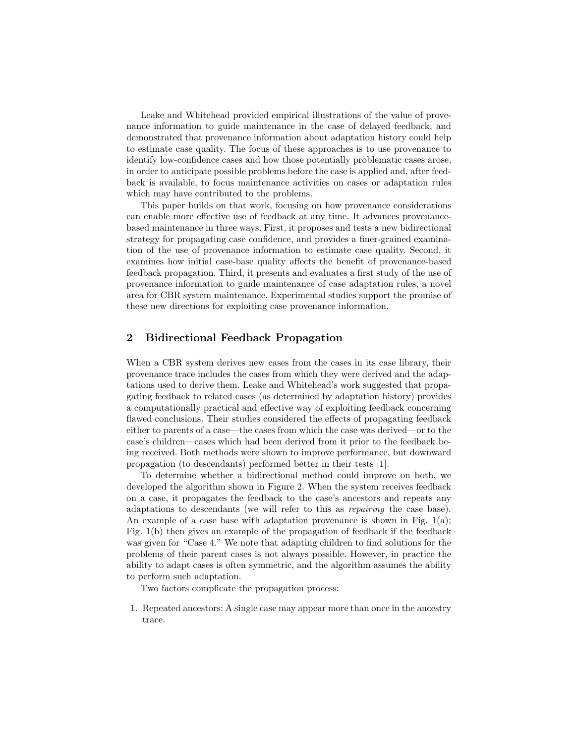Leake and Whitehead provided empirical illustrations of the value of provenance information to guide maintenance in the case of delayed feedback, and demonstrated that provenance information about adaptation history could help to estimate case quality. The focus of these approaches is to use provenance to identify low-confidence cases and how those potentially problematic cases arose, in order to anticipate possible problems before the case is applied and, after feedback is available, to focus maintenance activities on cases or adaptation rules which may have contributed to the problems.

This paper builds on that work, focusing on how provenance considerations can enable more effective use of feedback at any time. It advances provenance-based maintenance in three ways. First, it proposes and tests a new bidirectional strategy for propagating case confidence, and provides a finer-grained examination of the use of provenance information to estimate case quality. Second, it examines how initial case-base quality affects the benefit of provenance-based feedback propagation. Third, it presents and evaluates a first study of the use of provenance information to guide maintenance of case adaptation rules, a novel area for CBR system maintenance. Experimental studies support the promise of these new directions for exploiting case provenance information.

## 2 Bidirectional Feedback Propagation

When a CBR system derives new cases from the cases in its case library, their provenance trace includes the cases from which they were derived and the adaptations used to derive them. Leake and Whitehead's work suggested that propagating feedback to related cases (as determined by adaptation history) provides a computationally practical and effective way of exploiting feedback concerning flawed conclusions. Their studies considered the effects of propagating feedback either to parents of a case—the cases from which the case was derived—or to the case's children—cases which had been derived from it prior to the feedback being received. Both methods were shown to improve performance, but downward propagation (to descendants) performed better in their tests [1].

To determine whether a bidirectional method could improve on both, we developed the algorithm shown in Figure 2. When the system receives feedback on a case, it propagates the feedback to the case's ancestors and repeats any adaptations to descendants (we will refer to this as *repairing* the case base). An example of a case base with adaptation provenance is shown in Fig. 1(a); Fig. 1(b) then gives an example of the propagation of feedback if the feedback was given for "Case 4." We note that adapting children to find solutions for the problems of their parent cases is not always possible. However, in practice the ability to adapt cases is often symmetric, and the algorithm assumes the ability to perform such adaptation.

Two factors complicate the propagation process:

1. Repeated ancestors: A single case may appear more than once in the ancestry trace.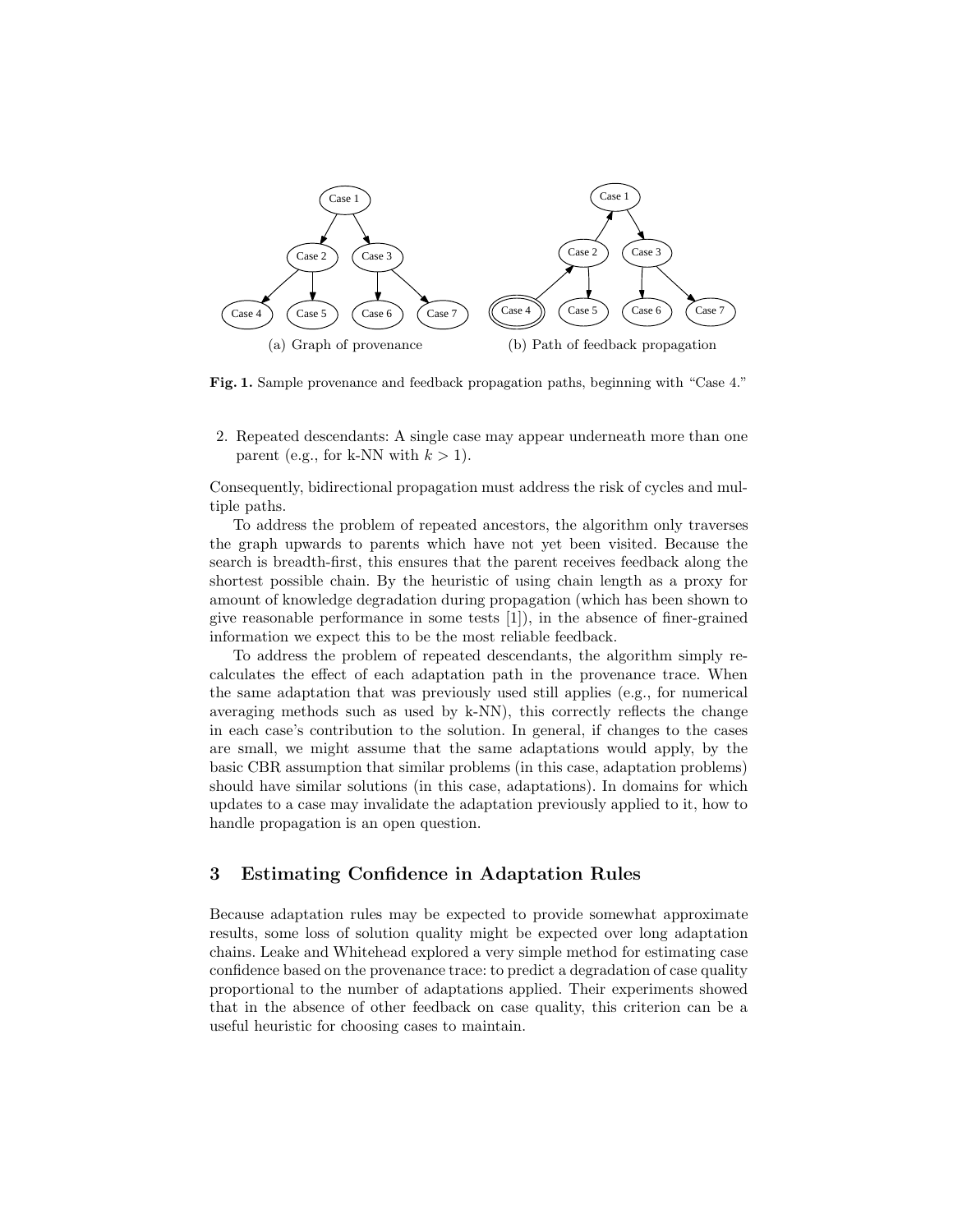(a) Graph of provenance

(b) Path of feedback propagation

**Fig. 1.** Sample provenance and feedback propagation paths, beginning with "Case 4."

2. Repeated descendants: A single case may appear underneath more than one parent (e.g., for k-NN with $k > 1$).

Consequently, bidirectional propagation must address the risk of cycles and multiple paths.

To address the problem of repeated ancestors, the algorithm only traverses the graph upwards to parents which have not yet been visited. Because the search is breadth-first, this ensures that the parent receives feedback along the shortest possible chain. By the heuristic of using chain length as a proxy for amount of knowledge degradation during propagation (which has been shown to give reasonable performance in some tests [1]), in the absence of finer-grained information we expect this to be the most reliable feedback.

To address the problem of repeated descendants, the algorithm simply recalculates the effect of each adaptation path in the provenance trace. When the same adaptation that was previously used still applies (e.g., for numerical averaging methods such as used by k-NN), this correctly reflects the change in each case's contribution to the solution. In general, if changes to the cases are small, we might assume that the same adaptations would apply, by the basic CBR assumption that similar problems (in this case, adaptation problems) should have similar solutions (in this case, adaptations). In domains for which updates to a case may invalidate the adaptation previously applied to it, how to handle propagation is an open question.

## 3 Estimating Confidence in Adaptation Rules

Because adaptation rules may be expected to provide somewhat approximate results, some loss of solution quality might be expected over long adaptation chains. Leake and Whitehead explored a very simple method for estimating case confidence based on the provenance trace: to predict a degradation of case quality proportional to the number of adaptations applied. Their experiments showed that in the absence of other feedback on case quality, this criterion can be a useful heuristic for choosing cases to maintain.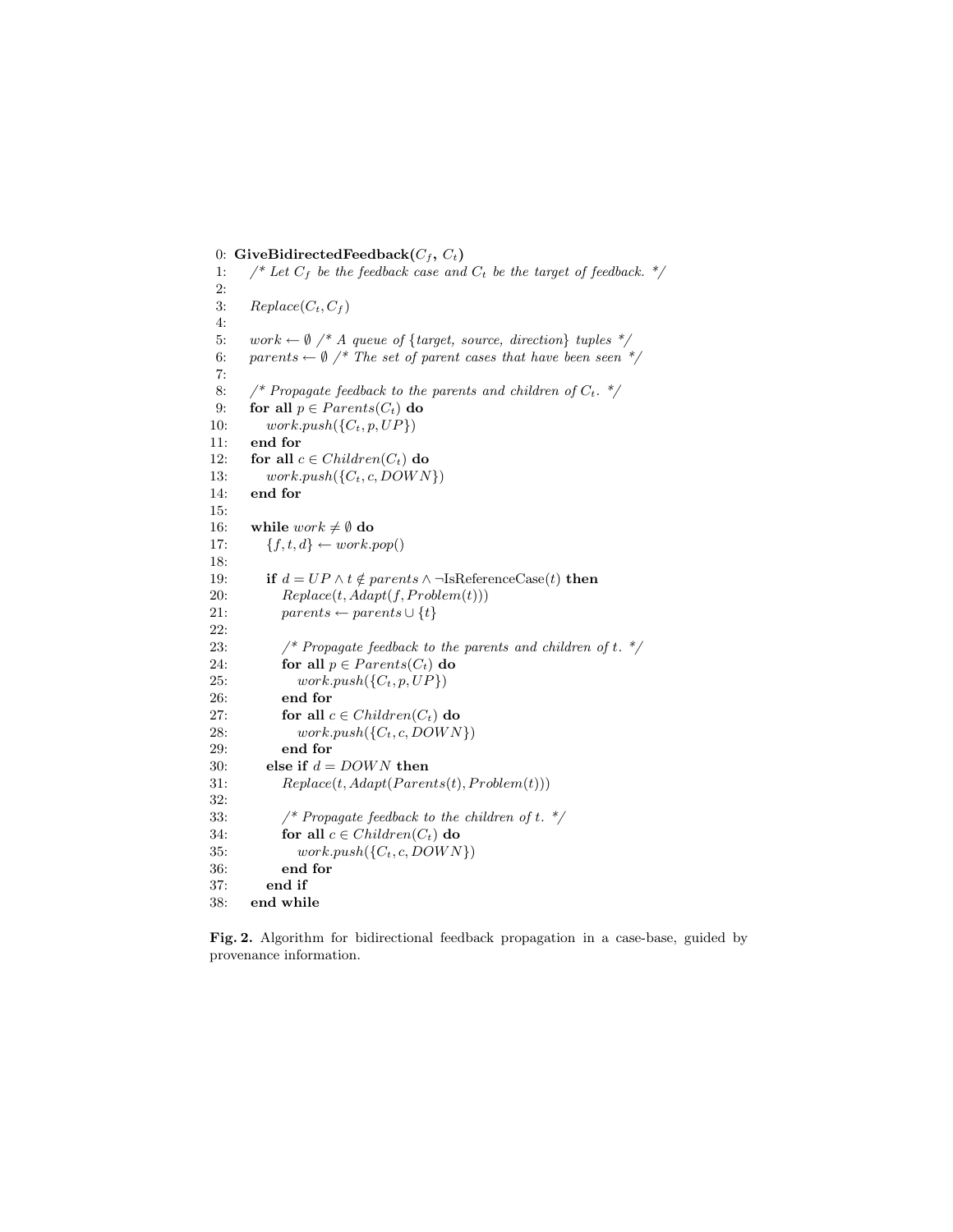```
0:  GiveBidirectedFeedback(C_f, C_t)
1:     /* Let C_f be the feedback case and C_t be the target of feedback. */
2:
3:     Replace(C_t, C_f)
4:
5:     work ← ∅ /* A queue of {target, source, direction} tuples */
6:     parents ← ∅ /* The set of parent cases that have been seen */
7:
8:     /* Propagate feedback to the parents and children of C_t. */
9:     for all p ∈ Parents(C_t) do
10:        work.push({C_t, p, UP})
11:    end for
12:    for all c ∈ Children(C_t) do
13:        work.push({C_t, c, DOWN})
14:    end for
15:
16:    while work ≠ ∅ do
17:        {f, t, d} ← work.pop()
18:
19:        if d = UP ∧ t ∉ parents ∧ ¬IsReferenceCase(t) then
20:            Replace(t, Adapt(f, Problem(t)))
21:            parents ← parents ∪ {t}
22:
23:            /* Propagate feedback to the parents and children of t. */
24:            for all p ∈ Parents(C_t) do
25:                work.push({C_t, p, UP})
26:            end for
27:            for all c ∈ Children(C_t) do
28:                work.push({C_t, c, DOWN})
29:            end for
30:        else if d = DOWN then
31:            Replace(t, Adapt(Parents(t), Problem(t)))
32:
33:            /* Propagate feedback to the children of t. */
34:            for all c ∈ Children(C_t) do
35:                work.push({C_t, c, DOWN})
36:            end for
37:        end if
38:    end while
```

**Fig. 2.** Algorithm for bidirectional feedback propagation in a case-base, guided by provenance information.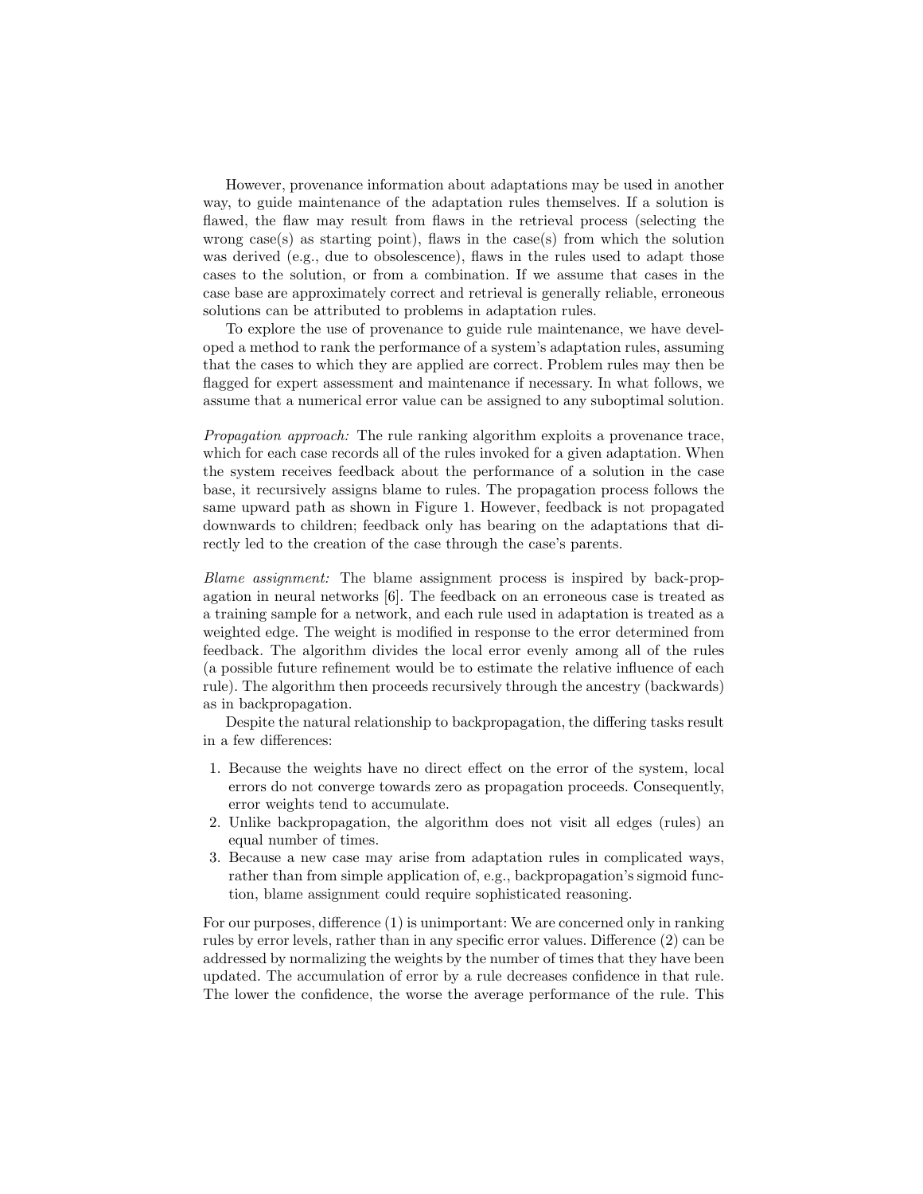However, provenance information about adaptations may be used in another way, to guide maintenance of the adaptation rules themselves. If a solution is flawed, the flaw may result from flaws in the retrieval process (selecting the wrong case(s) as starting point), flaws in the case(s) from which the solution was derived (e.g., due to obsolescence), flaws in the rules used to adapt those cases to the solution, or from a combination. If we assume that cases in the case base are approximately correct and retrieval is generally reliable, erroneous solutions can be attributed to problems in adaptation rules.

To explore the use of provenance to guide rule maintenance, we have developed a method to rank the performance of a system's adaptation rules, assuming that the cases to which they are applied are correct. Problem rules may then be flagged for expert assessment and maintenance if necessary. In what follows, we assume that a numerical error value can be assigned to any suboptimal solution.

*Propagation approach:* The rule ranking algorithm exploits a provenance trace, which for each case records all of the rules invoked for a given adaptation. When the system receives feedback about the performance of a solution in the case base, it recursively assigns blame to rules. The propagation process follows the same upward path as shown in Figure 1. However, feedback is not propagated downwards to children; feedback only has bearing on the adaptations that directly led to the creation of the case through the case's parents.

*Blame assignment:* The blame assignment process is inspired by back-propagation in neural networks [6]. The feedback on an erroneous case is treated as a training sample for a network, and each rule used in adaptation is treated as a weighted edge. The weight is modified in response to the error determined from feedback. The algorithm divides the local error evenly among all of the rules (a possible future refinement would be to estimate the relative influence of each rule). The algorithm then proceeds recursively through the ancestry (backwards) as in backpropagation.

Despite the natural relationship to backpropagation, the differing tasks result in a few differences:

1. Because the weights have no direct effect on the error of the system, local errors do not converge towards zero as propagation proceeds. Consequently, error weights tend to accumulate.
2. Unlike backpropagation, the algorithm does not visit all edges (rules) an equal number of times.
3. Because a new case may arise from adaptation rules in complicated ways, rather than from simple application of, e.g., backpropagation's sigmoid function, blame assignment could require sophisticated reasoning.

For our purposes, difference (1) is unimportant: We are concerned only in ranking rules by error levels, rather than in any specific error values. Difference (2) can be addressed by normalizing the weights by the number of times that they have been updated. The accumulation of error by a rule decreases confidence in that rule. The lower the confidence, the worse the average performance of the rule. This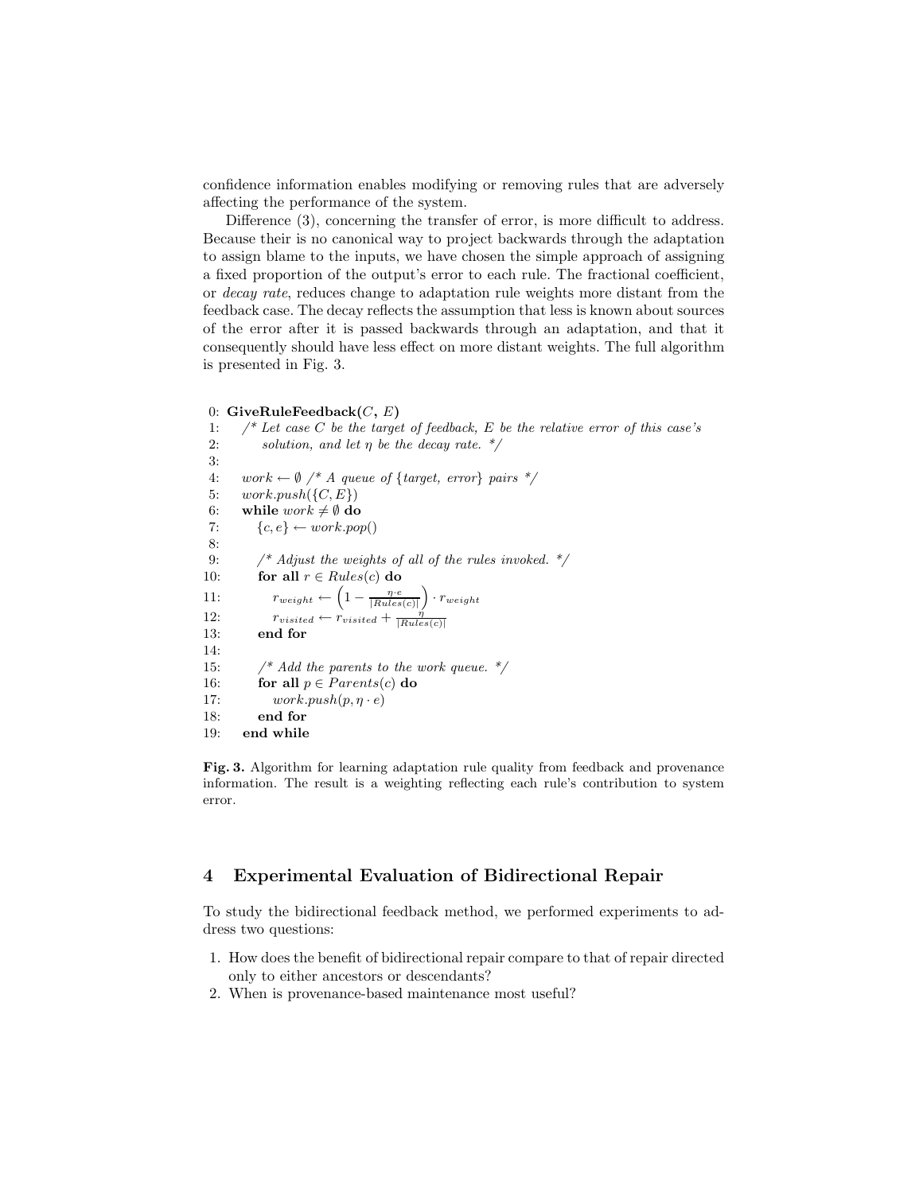confidence information enables modifying or removing rules that are adversely affecting the performance of the system.

Difference (3), concerning the transfer of error, is more difficult to address. Because their is no canonical way to project backwards through the adaptation to assign blame to the inputs, we have chosen the simple approach of assigning a fixed proportion of the output's error to each rule. The fractional coefficient, or *decay rate*, reduces change to adaptation rule weights more distant from the feedback case. The decay reflects the assumption that less is known about sources of the error after it is passed backwards through an adaptation, and that it consequently should have less effect on more distant weights. The full algorithm is presented in Fig. 3.

```
 0: GiveRuleFeedback(C, E)
 1:    /* Let case C be the target of feedback, E be the relative error of this case's
 2:       solution, and let η be the decay rate. */
 3:
 4:    work ← ∅ /* A queue of {target, error} pairs */
 5:    work.push({C, E})
 6:    while work ≠ ∅ do
 7:       {c, e} ← work.pop()
 8:
 9:       /* Adjust the weights of all of the rules invoked. */
10:       for all r ∈ Rules(c) do
11:          r_weight ← (1 − (η·e)/|Rules(c)|) · r_weight
12:          r_visited ← r_visited + η/|Rules(c)|
13:       end for
14:
15:       /* Add the parents to the work queue. */
16:       for all p ∈ Parents(c) do
17:          work.push(p, η · e)
18:       end for
19:    end while
```

**Fig. 3.** Algorithm for learning adaptation rule quality from feedback and provenance information. The result is a weighting reflecting each rule's contribution to system error.

## 4 Experimental Evaluation of Bidirectional Repair

To study the bidirectional feedback method, we performed experiments to address two questions:

1. How does the benefit of bidirectional repair compare to that of repair directed only to either ancestors or descendants?
2. When is provenance-based maintenance most useful?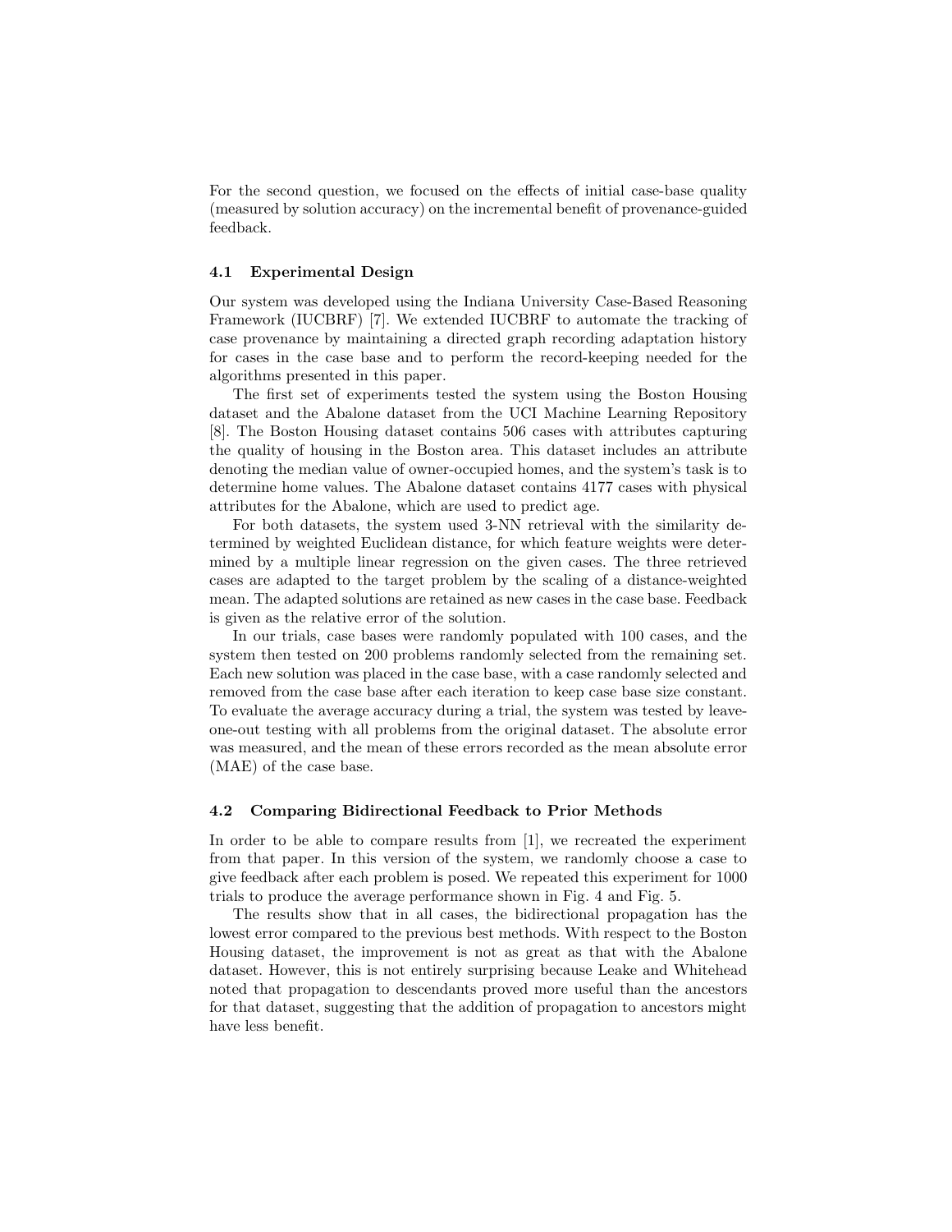For the second question, we focused on the effects of initial case-base quality (measured by solution accuracy) on the incremental benefit of provenance-guided feedback.

### 4.1 Experimental Design

Our system was developed using the Indiana University Case-Based Reasoning Framework (IUCBRF) [7]. We extended IUCBRF to automate the tracking of case provenance by maintaining a directed graph recording adaptation history for cases in the case base and to perform the record-keeping needed for the algorithms presented in this paper.

The first set of experiments tested the system using the Boston Housing dataset and the Abalone dataset from the UCI Machine Learning Repository [8]. The Boston Housing dataset contains 506 cases with attributes capturing the quality of housing in the Boston area. This dataset includes an attribute denoting the median value of owner-occupied homes, and the system's task is to determine home values. The Abalone dataset contains 4177 cases with physical attributes for the Abalone, which are used to predict age.

For both datasets, the system used 3-NN retrieval with the similarity determined by weighted Euclidean distance, for which feature weights were determined by a multiple linear regression on the given cases. The three retrieved cases are adapted to the target problem by the scaling of a distance-weighted mean. The adapted solutions are retained as new cases in the case base. Feedback is given as the relative error of the solution.

In our trials, case bases were randomly populated with 100 cases, and the system then tested on 200 problems randomly selected from the remaining set. Each new solution was placed in the case base, with a case randomly selected and removed from the case base after each iteration to keep case base size constant. To evaluate the average accuracy during a trial, the system was tested by leave-one-out testing with all problems from the original dataset. The absolute error was measured, and the mean of these errors recorded as the mean absolute error (MAE) of the case base.

### 4.2 Comparing Bidirectional Feedback to Prior Methods

In order to be able to compare results from [1], we recreated the experiment from that paper. In this version of the system, we randomly choose a case to give feedback after each problem is posed. We repeated this experiment for 1000 trials to produce the average performance shown in Fig. 4 and Fig. 5.

The results show that in all cases, the bidirectional propagation has the lowest error compared to the previous best methods. With respect to the Boston Housing dataset, the improvement is not as great as that with the Abalone dataset. However, this is not entirely surprising because Leake and Whitehead noted that propagation to descendants proved more useful than the ancestors for that dataset, suggesting that the addition of propagation to ancestors might have less benefit.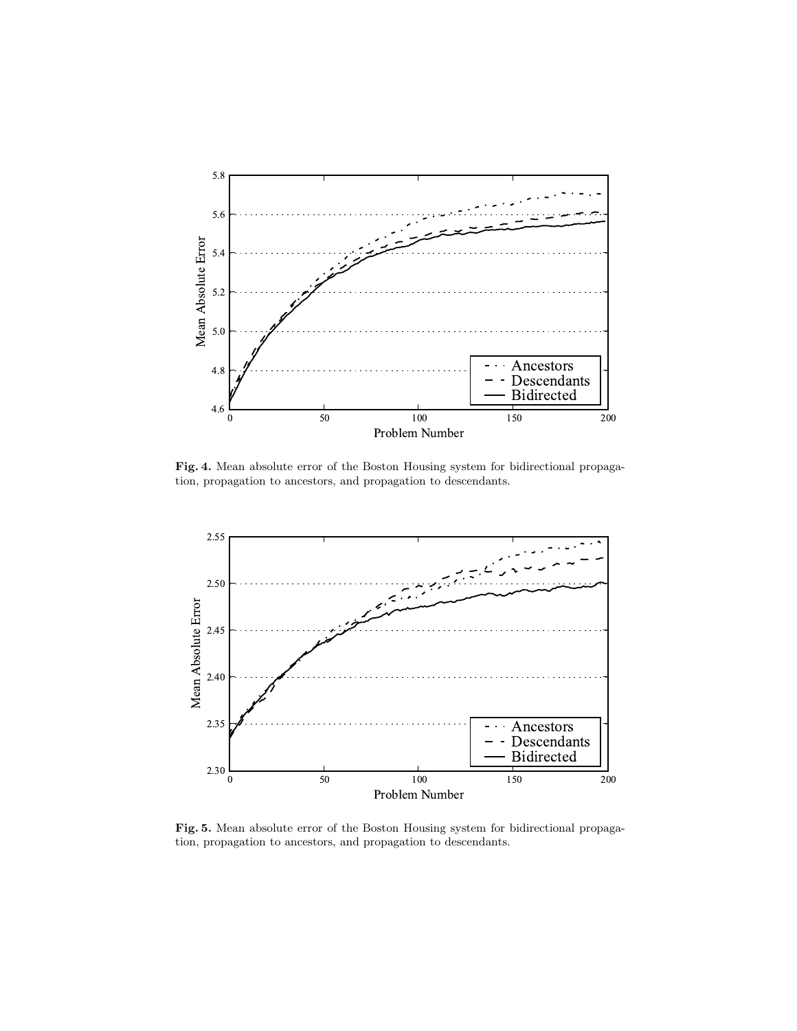**Fig. 4.** Mean absolute error of the Boston Housing system for bidirectional propagation, propagation to ancestors, and propagation to descendants.

**Fig. 5.** Mean absolute error of the Boston Housing system for bidirectional propagation, propagation to ancestors, and propagation to descendants.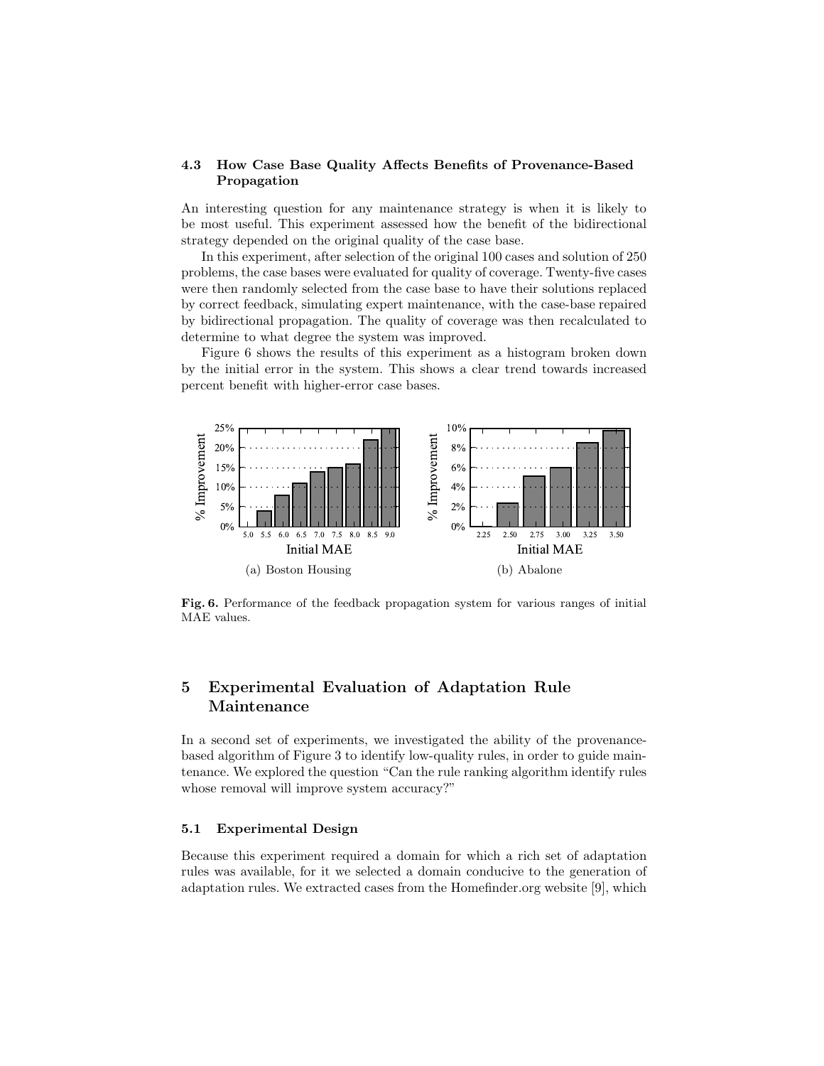### 4.3 How Case Base Quality Affects Benefits of Provenance-Based Propagation

An interesting question for any maintenance strategy is when it is likely to be most useful. This experiment assessed how the benefit of the bidirectional strategy depended on the original quality of the case base.

In this experiment, after selection of the original 100 cases and solution of 250 problems, the case bases were evaluated for quality of coverage. Twenty-five cases were then randomly selected from the case base to have their solutions replaced by correct feedback, simulating expert maintenance, with the case-base repaired by bidirectional propagation. The quality of coverage was then recalculated to determine to what degree the system was improved.

Figure 6 shows the results of this experiment as a histogram broken down by the initial error in the system. This shows a clear trend towards increased percent benefit with higher-error case bases.

(a) Boston Housing

(b) Abalone

**Fig. 6.** Performance of the feedback propagation system for various ranges of initial MAE values.

## 5 Experimental Evaluation of Adaptation Rule Maintenance

In a second set of experiments, we investigated the ability of the provenance-based algorithm of Figure 3 to identify low-quality rules, in order to guide maintenance. We explored the question "Can the rule ranking algorithm identify rules whose removal will improve system accuracy?"

### 5.1 Experimental Design

Because this experiment required a domain for which a rich set of adaptation rules was available, for it we selected a domain conducive to the generation of adaptation rules. We extracted cases from the Homefinder.org website [9], which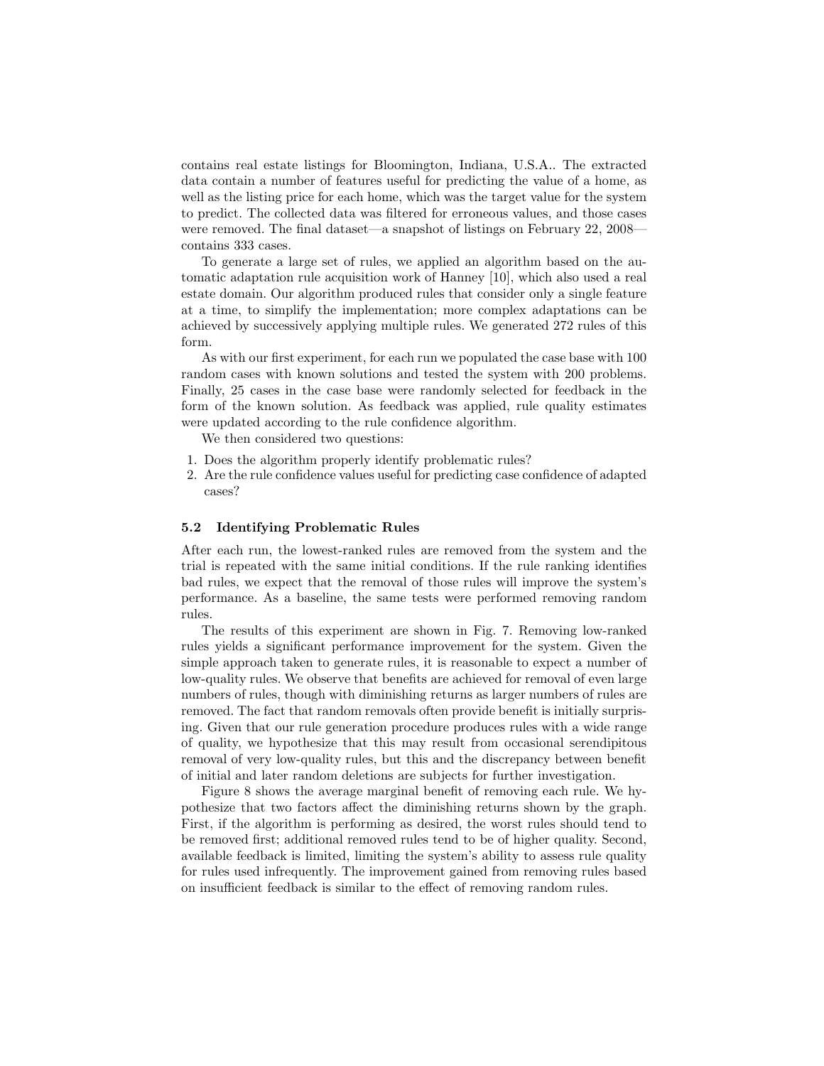contains real estate listings for Bloomington, Indiana, U.S.A.. The extracted data contain a number of features useful for predicting the value of a home, as well as the listing price for each home, which was the target value for the system to predict. The collected data was filtered for erroneous values, and those cases were removed. The final dataset—a snapshot of listings on February 22, 2008—contains 333 cases.

To generate a large set of rules, we applied an algorithm based on the automatic adaptation rule acquisition work of Hanney [10], which also used a real estate domain. Our algorithm produced rules that consider only a single feature at a time, to simplify the implementation; more complex adaptations can be achieved by successively applying multiple rules. We generated 272 rules of this form.

As with our first experiment, for each run we populated the case base with 100 random cases with known solutions and tested the system with 200 problems. Finally, 25 cases in the case base were randomly selected for feedback in the form of the known solution. As feedback was applied, rule quality estimates were updated according to the rule confidence algorithm.

We then considered two questions:

1. Does the algorithm properly identify problematic rules?
2. Are the rule confidence values useful for predicting case confidence of adapted cases?

### 5.2 Identifying Problematic Rules

After each run, the lowest-ranked rules are removed from the system and the trial is repeated with the same initial conditions. If the rule ranking identifies bad rules, we expect that the removal of those rules will improve the system's performance. As a baseline, the same tests were performed removing random rules.

The results of this experiment are shown in Fig. 7. Removing low-ranked rules yields a significant performance improvement for the system. Given the simple approach taken to generate rules, it is reasonable to expect a number of low-quality rules. We observe that benefits are achieved for removal of even large numbers of rules, though with diminishing returns as larger numbers of rules are removed. The fact that random removals often provide benefit is initially surprising. Given that our rule generation procedure produces rules with a wide range of quality, we hypothesize that this may result from occasional serendipitous removal of very low-quality rules, but this and the discrepancy between benefit of initial and later random deletions are subjects for further investigation.

Figure 8 shows the average marginal benefit of removing each rule. We hypothesize that two factors affect the diminishing returns shown by the graph. First, if the algorithm is performing as desired, the worst rules should tend to be removed first; additional removed rules tend to be of higher quality. Second, available feedback is limited, limiting the system's ability to assess rule quality for rules used infrequently. The improvement gained from removing rules based on insufficient feedback is similar to the effect of removing random rules.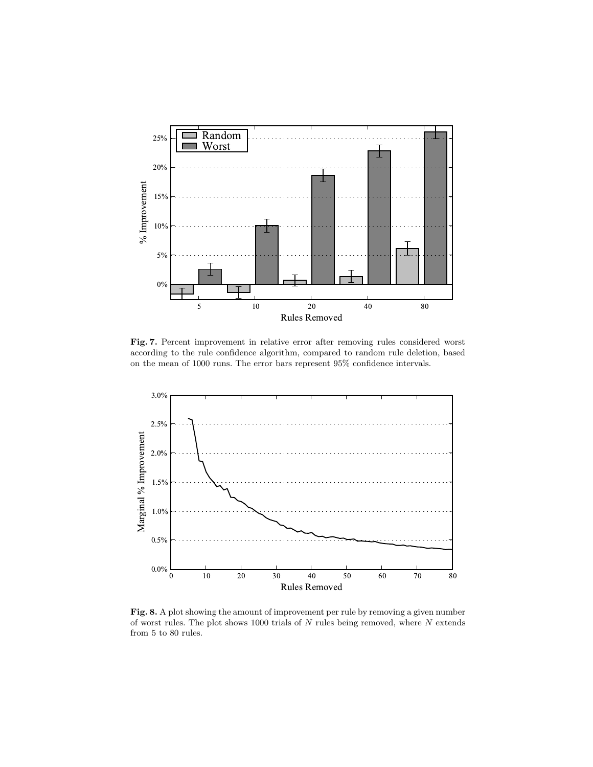**Fig. 7.** Percent improvement in relative error after removing rules considered worst according to the rule confidence algorithm, compared to random rule deletion, based on the mean of 1000 runs. The error bars represent 95% confidence intervals.

**Fig. 8.** A plot showing the amount of improvement per rule by removing a given number of worst rules. The plot shows 1000 trials of $N$ rules being removed, where $N$ extends from 5 to 80 rules.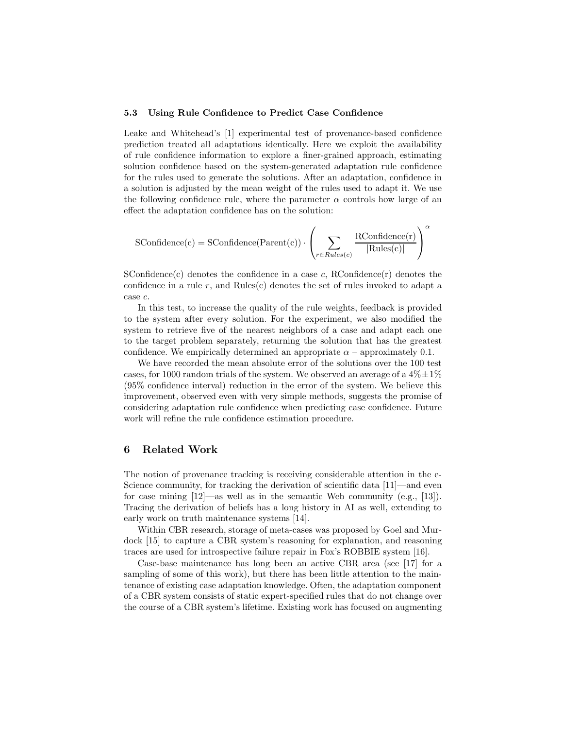### 5.3 Using Rule Confidence to Predict Case Confidence

Leake and Whitehead's [1] experimental test of provenance-based confidence prediction treated all adaptations identically. Here we exploit the availability of rule confidence information to explore a finer-grained approach, estimating solution confidence based on the system-generated adaptation rule confidence for the rules used to generate the solutions. After an adaptation, confidence in a solution is adjusted by the mean weight of the rules used to adapt it. We use the following confidence rule, where the parameter $\alpha$ controls how large of an effect the adaptation confidence has on the solution:

$$\text{SConfidence(c)} = \text{SConfidence(Parent(c))} \cdot \left( \sum_{r \in Rules(c)} \frac{\text{RConfidence(r)}}{|\text{Rules(c)}|} \right)^{\alpha}$$

SConfidence(c) denotes the confidence in a case $c$, RConfidence(r) denotes the confidence in a rule $r$, and Rules(c) denotes the set of rules invoked to adapt a case $c$.

In this test, to increase the quality of the rule weights, feedback is provided to the system after every solution. For the experiment, we also modified the system to retrieve five of the nearest neighbors of a case and adapt each one to the target problem separately, returning the solution that has the greatest confidence. We empirically determined an appropriate $\alpha$ – approximately 0.1.

We have recorded the mean absolute error of the solutions over the 100 test cases, for 1000 random trials of the system. We observed an average of a $4\% \pm 1\%$ (95% confidence interval) reduction in the error of the system. We believe this improvement, observed even with very simple methods, suggests the promise of considering adaptation rule confidence when predicting case confidence. Future work will refine the rule confidence estimation procedure.

## 6 Related Work

The notion of provenance tracking is receiving considerable attention in the e-Science community, for tracking the derivation of scientific data [11]—and even for case mining [12]—as well as in the semantic Web community (e.g., [13]). Tracing the derivation of beliefs has a long history in AI as well, extending to early work on truth maintenance systems [14].

Within CBR research, storage of meta-cases was proposed by Goel and Murdock [15] to capture a CBR system's reasoning for explanation, and reasoning traces are used for introspective failure repair in Fox's ROBBIE system [16].

Case-base maintenance has long been an active CBR area (see [17] for a sampling of some of this work), but there has been little attention to the maintenance of existing case adaptation knowledge. Often, the adaptation component of a CBR system consists of static expert-specified rules that do not change over the course of a CBR system's lifetime. Existing work has focused on augmenting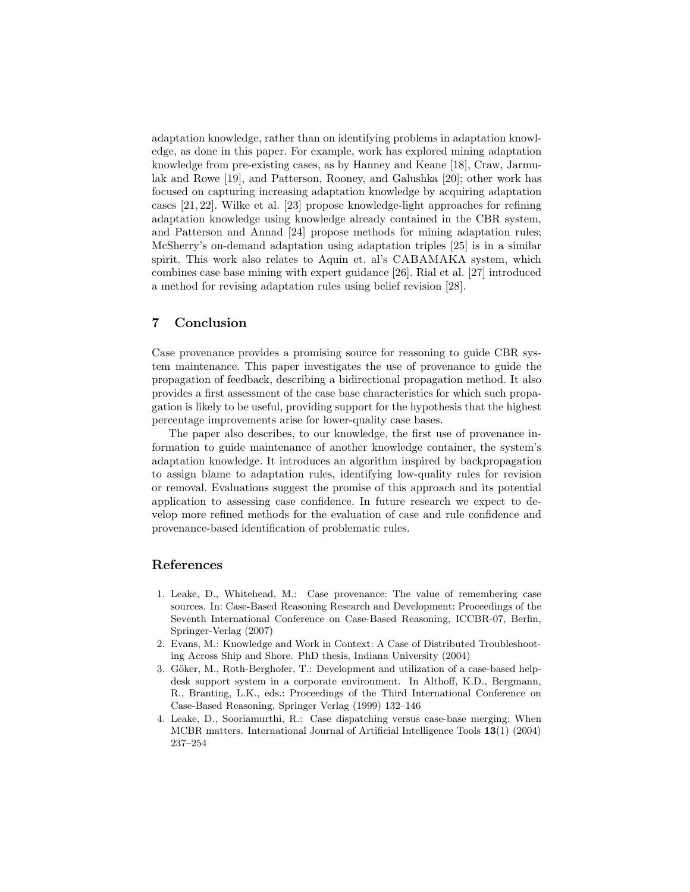adaptation knowledge, rather than on identifying problems in adaptation knowledge, as done in this paper. For example, work has explored mining adaptation knowledge from pre-existing cases, as by Hanney and Keane [18], Craw, Jarmulak and Rowe [19], and Patterson, Rooney, and Galushka [20]; other work has focused on capturing increasing adaptation knowledge by acquiring adaptation cases [21, 22]. Wilke et al. [23] propose knowledge-light approaches for refining adaptation knowledge using knowledge already contained in the CBR system, and Patterson and Annad [24] propose methods for mining adaptation rules; McSherry's on-demand adaptation using adaptation triples [25] is in a similar spirit. This work also relates to Aquin et. al's CABAMAKA system, which combines case base mining with expert guidance [26]. Rial et al. [27] introduced a method for revising adaptation rules using belief revision [28].

## 7 Conclusion

Case provenance provides a promising source for reasoning to guide CBR system maintenance. This paper investigates the use of provenance to guide the propagation of feedback, describing a bidirectional propagation method. It also provides a first assessment of the case base characteristics for which such propagation is likely to be useful, providing support for the hypothesis that the highest percentage improvements arise for lower-quality case bases.

The paper also describes, to our knowledge, the first use of provenance information to guide maintenance of another knowledge container, the system's adaptation knowledge. It introduces an algorithm inspired by backpropagation to assign blame to adaptation rules, identifying low-quality rules for revision or removal. Evaluations suggest the promise of this approach and its potential application to assessing case confidence. In future research we expect to develop more refined methods for the evaluation of case and rule confidence and provenance-based identification of problematic rules.

## References

1. Leake, D., Whitehead, M.: Case provenance: The value of remembering case sources. In: Case-Based Reasoning Research and Development: Proceedings of the Seventh International Conference on Case-Based Reasoning, ICCBR-07, Berlin, Springer-Verlag (2007)
2. Evans, M.: Knowledge and Work in Context: A Case of Distributed Troubleshooting Across Ship and Shore. PhD thesis, Indiana University (2004)
3. Göker, M., Roth-Berghofer, T.: Development and utilization of a case-based helpdesk support system in a corporate environment. In Althoff, K.D., Bergmann, R., Branting, L.K., eds.: Proceedings of the Third International Conference on Case-Based Reasoning, Springer Verlag (1999) 132–146
4. Leake, D., Sooriamurthi, R.: Case dispatching versus case-base merging: When MCBR matters. International Journal of Artificial Intelligence Tools **13**(1) (2004) 237–254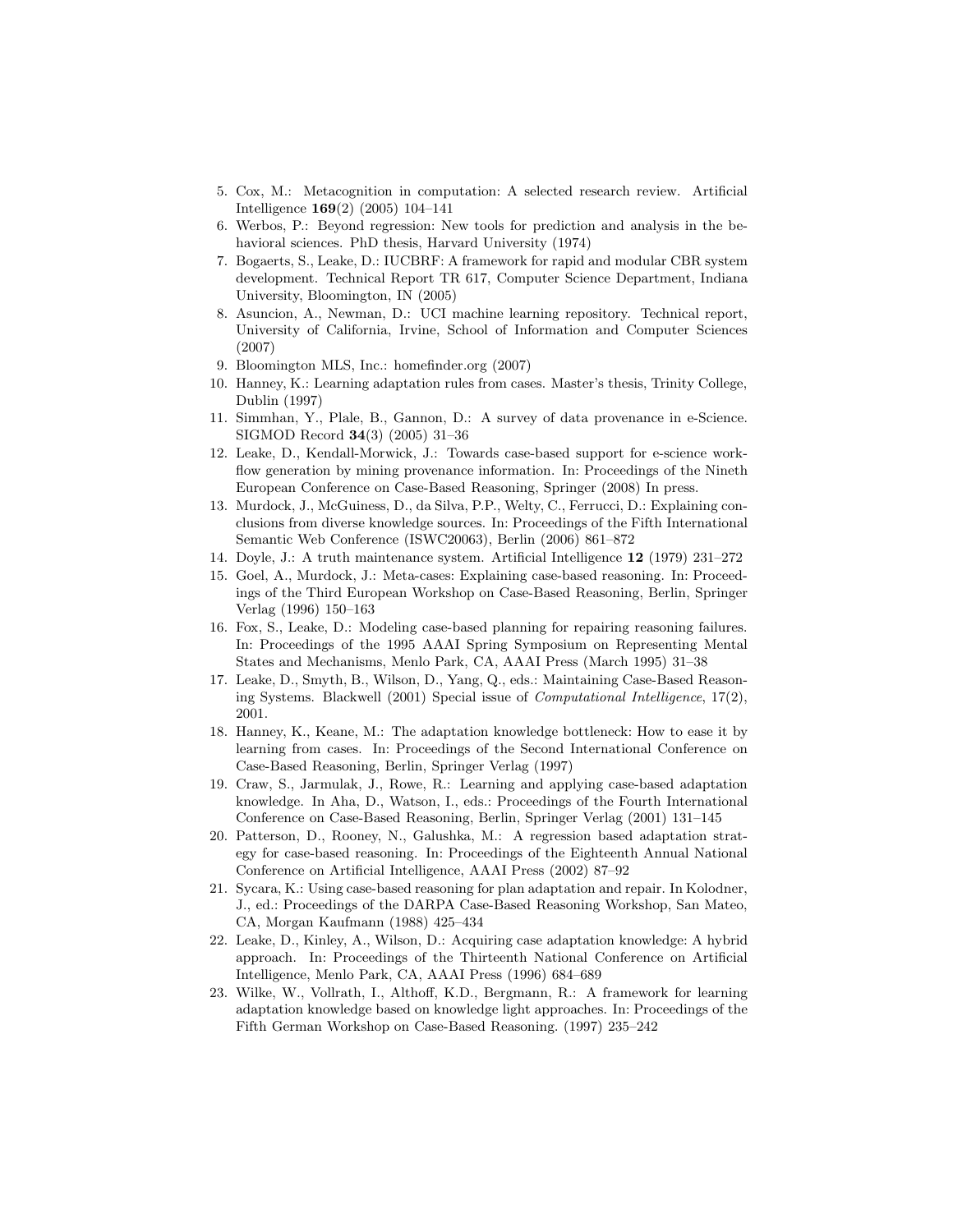5. Cox, M.: Metacognition in computation: A selected research review. Artificial Intelligence **169**(2) (2005) 104–141
6. Werbos, P.: Beyond regression: New tools for prediction and analysis in the behavioral sciences. PhD thesis, Harvard University (1974)
7. Bogaerts, S., Leake, D.: IUCBRF: A framework for rapid and modular CBR system development. Technical Report TR 617, Computer Science Department, Indiana University, Bloomington, IN (2005)
8. Asuncion, A., Newman, D.: UCI machine learning repository. Technical report, University of California, Irvine, School of Information and Computer Sciences (2007)
9. Bloomington MLS, Inc.: homefinder.org (2007)
10. Hanney, K.: Learning adaptation rules from cases. Master's thesis, Trinity College, Dublin (1997)
11. Simmhan, Y., Plale, B., Gannon, D.: A survey of data provenance in e-Science. SIGMOD Record **34**(3) (2005) 31–36
12. Leake, D., Kendall-Morwick, J.: Towards case-based support for e-science workflow generation by mining provenance information. In: Proceedings of the Nineth European Conference on Case-Based Reasoning, Springer (2008) In press.
13. Murdock, J., McGuiness, D., da Silva, P.P., Welty, C., Ferrucci, D.: Explaining conclusions from diverse knowledge sources. In: Proceedings of the Fifth International Semantic Web Conference (ISWC20063), Berlin (2006) 861–872
14. Doyle, J.: A truth maintenance system. Artificial Intelligence **12** (1979) 231–272
15. Goel, A., Murdock, J.: Meta-cases: Explaining case-based reasoning. In: Proceedings of the Third European Workshop on Case-Based Reasoning, Berlin, Springer Verlag (1996) 150–163
16. Fox, S., Leake, D.: Modeling case-based planning for repairing reasoning failures. In: Proceedings of the 1995 AAAI Spring Symposium on Representing Mental States and Mechanisms, Menlo Park, CA, AAAI Press (March 1995) 31–38
17. Leake, D., Smyth, B., Wilson, D., Yang, Q., eds.: Maintaining Case-Based Reasoning Systems. Blackwell (2001) Special issue of *Computational Intelligence*, 17(2), 2001.
18. Hanney, K., Keane, M.: The adaptation knowledge bottleneck: How to ease it by learning from cases. In: Proceedings of the Second International Conference on Case-Based Reasoning, Berlin, Springer Verlag (1997)
19. Craw, S., Jarmulak, J., Rowe, R.: Learning and applying case-based adaptation knowledge. In Aha, D., Watson, I., eds.: Proceedings of the Fourth International Conference on Case-Based Reasoning, Berlin, Springer Verlag (2001) 131–145
20. Patterson, D., Rooney, N., Galushka, M.: A regression based adaptation strategy for case-based reasoning. In: Proceedings of the Eighteenth Annual National Conference on Artificial Intelligence, AAAI Press (2002) 87–92
21. Sycara, K.: Using case-based reasoning for plan adaptation and repair. In Kolodner, J., ed.: Proceedings of the DARPA Case-Based Reasoning Workshop, San Mateo, CA, Morgan Kaufmann (1988) 425–434
22. Leake, D., Kinley, A., Wilson, D.: Acquiring case adaptation knowledge: A hybrid approach. In: Proceedings of the Thirteenth National Conference on Artificial Intelligence, Menlo Park, CA, AAAI Press (1996) 684–689
23. Wilke, W., Vollrath, I., Althoff, K.D., Bergmann, R.: A framework for learning adaptation knowledge based on knowledge light approaches. In: Proceedings of the Fifth German Workshop on Case-Based Reasoning. (1997) 235–242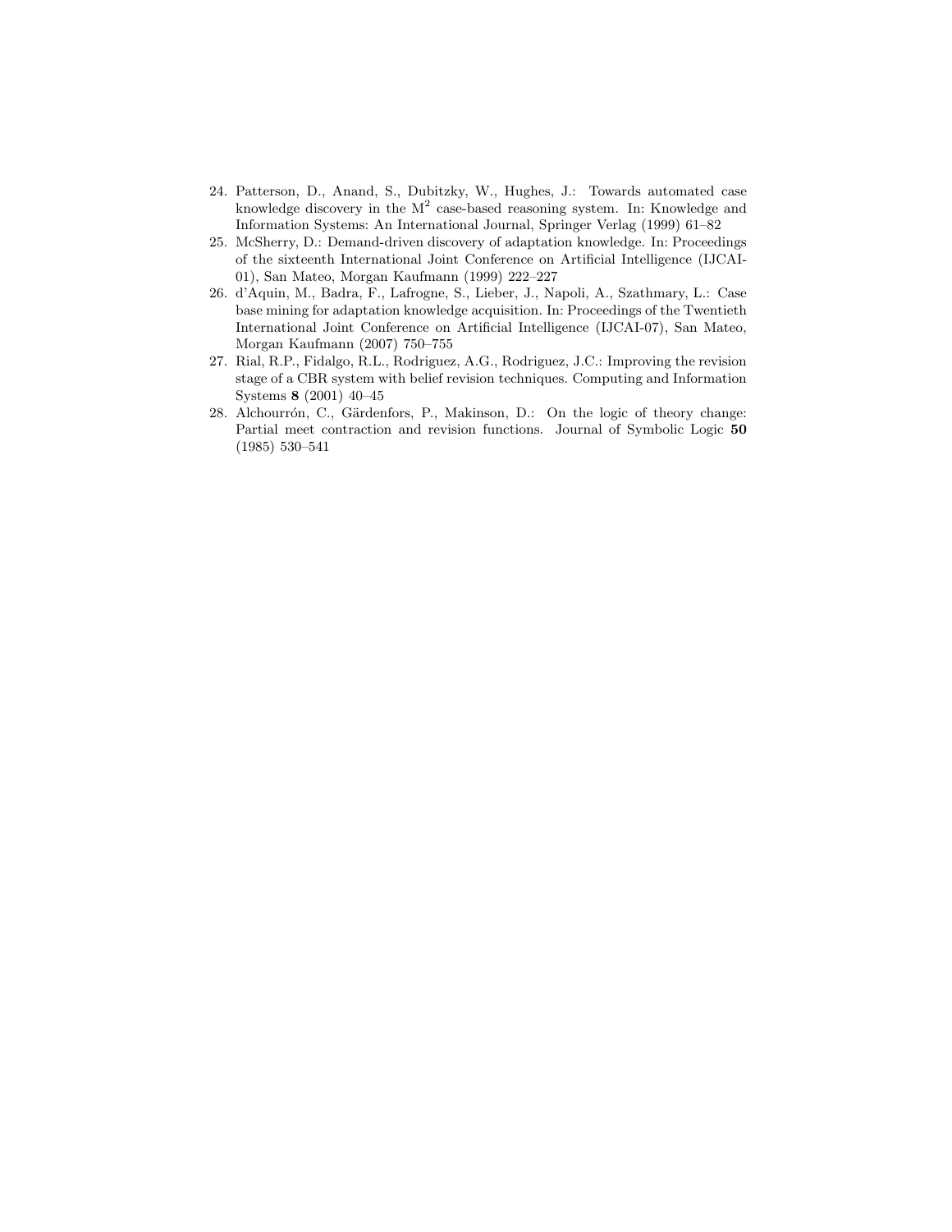24. Patterson, D., Anand, S., Dubitzky, W., Hughes, J.: Towards automated case knowledge discovery in the $M^2$ case-based reasoning system. In: Knowledge and Information Systems: An International Journal, Springer Verlag (1999) 61–82
25. McSherry, D.: Demand-driven discovery of adaptation knowledge. In: Proceedings of the sixteenth International Joint Conference on Artificial Intelligence (IJCAI-01), San Mateo, Morgan Kaufmann (1999) 222–227
26. d'Aquin, M., Badra, F., Lafrogne, S., Lieber, J., Napoli, A., Szathmary, L.: Case base mining for adaptation knowledge acquisition. In: Proceedings of the Twentieth International Joint Conference on Artificial Intelligence (IJCAI-07), San Mateo, Morgan Kaufmann (2007) 750–755
27. Rial, R.P., Fidalgo, R.L., Rodriguez, A.G., Rodriguez, J.C.: Improving the revision stage of a CBR system with belief revision techniques. Computing and Information Systems **8** (2001) 40–45
28. Alchourrón, C., Gärdenfors, P., Makinson, D.: On the logic of theory change: Partial meet contraction and revision functions. Journal of Symbolic Logic **50** (1985) 530–541